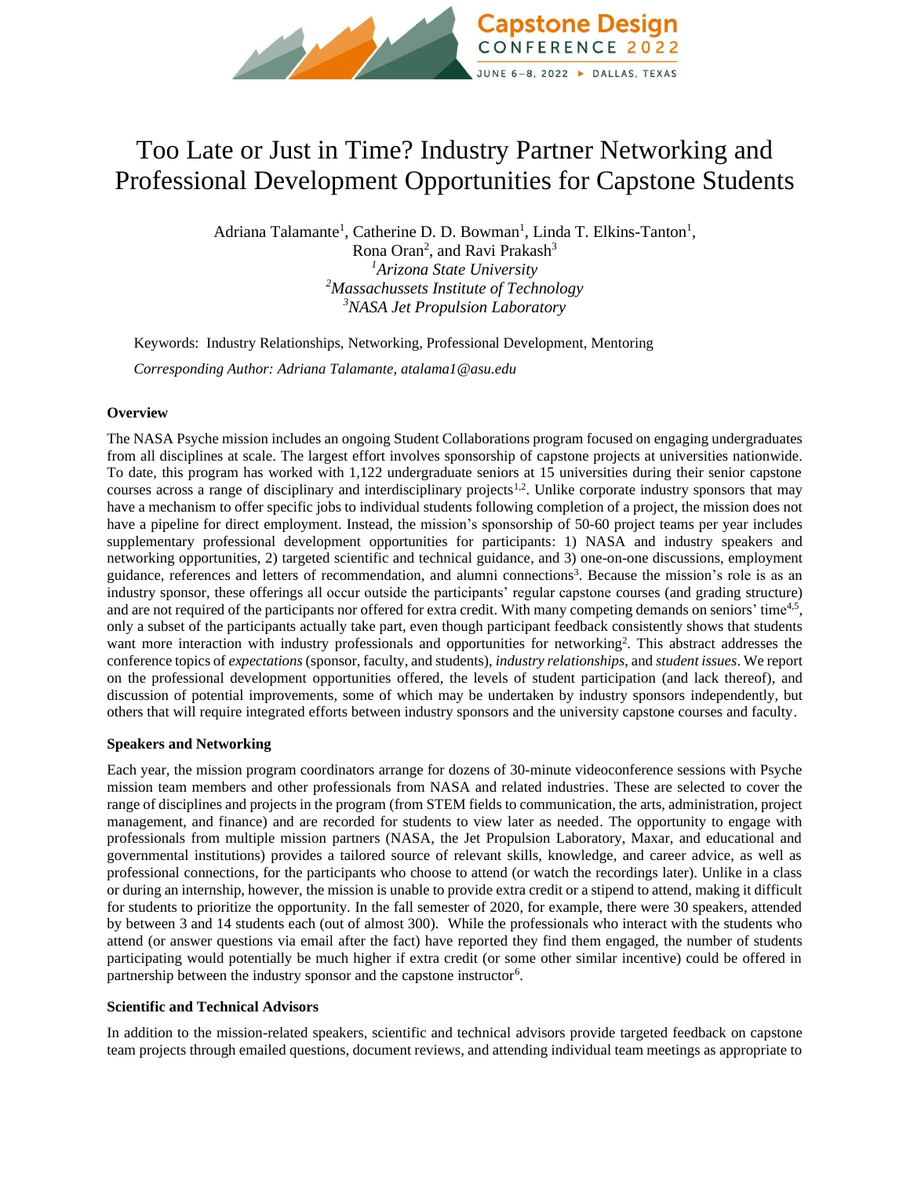# Too Late or Just in Time? Industry Partner Networking and Professional Development Opportunities for Capstone Students

Adriana Talamante[1], Catherine D. D. Bowman[1], Linda T. Elkins-Tanton[1], Rona Oran[2], and Ravi Prakash[3]

[1]*Arizona State University*
[2]*Massachussets Institute of Technology*
[3]*NASA Jet Propulsion Laboratory*

Keywords: Industry Relationships, Networking, Professional Development, Mentoring

*Corresponding Author: Adriana Talamante, atalama1@asu.edu*

### Overview

The NASA Psyche mission includes an ongoing Student Collaborations program focused on engaging undergraduates from all disciplines at scale. The largest effort involves sponsorship of capstone projects at universities nationwide. To date, this program has worked with 1,122 undergraduate seniors at 15 universities during their senior capstone courses across a range of disciplinary and interdisciplinary projects[1,2]. Unlike corporate industry sponsors that may have a mechanism to offer specific jobs to individual students following completion of a project, the mission does not have a pipeline for direct employment. Instead, the mission's sponsorship of 50-60 project teams per year includes supplementary professional development opportunities for participants: 1) NASA and industry speakers and networking opportunities, 2) targeted scientific and technical guidance, and 3) one-on-one discussions, employment guidance, references and letters of recommendation, and alumni connections[3]. Because the mission's role is as an industry sponsor, these offerings all occur outside the participants' regular capstone courses (and grading structure) and are not required of the participants nor offered for extra credit. With many competing demands on seniors' time[4,5], only a subset of the participants actually take part, even though participant feedback consistently shows that students want more interaction with industry professionals and opportunities for networking[2]. This abstract addresses the conference topics of *expectations* (sponsor, faculty, and students), *industry relationships*, and *student issues*. We report on the professional development opportunities offered, the levels of student participation (and lack thereof), and discussion of potential improvements, some of which may be undertaken by industry sponsors independently, but others that will require integrated efforts between industry sponsors and the university capstone courses and faculty.

### Speakers and Networking

Each year, the mission program coordinators arrange for dozens of 30-minute videoconference sessions with Psyche mission team members and other professionals from NASA and related industries. These are selected to cover the range of disciplines and projects in the program (from STEM fields to communication, the arts, administration, project management, and finance) and are recorded for students to view later as needed. The opportunity to engage with professionals from multiple mission partners (NASA, the Jet Propulsion Laboratory, Maxar, and educational and governmental institutions) provides a tailored source of relevant skills, knowledge, and career advice, as well as professional connections, for the participants who choose to attend (or watch the recordings later). Unlike in a class or during an internship, however, the mission is unable to provide extra credit or a stipend to attend, making it difficult for students to prioritize the opportunity. In the fall semester of 2020, for example, there were 30 speakers, attended by between 3 and 14 students each (out of almost 300). While the professionals who interact with the students who attend (or answer questions via email after the fact) have reported they find them engaged, the number of students participating would potentially be much higher if extra credit (or some other similar incentive) could be offered in partnership between the industry sponsor and the capstone instructor[6].

### Scientific and Technical Advisors

In addition to the mission-related speakers, scientific and technical advisors provide targeted feedback on capstone team projects through emailed questions, document reviews, and attending individual team meetings as appropriate to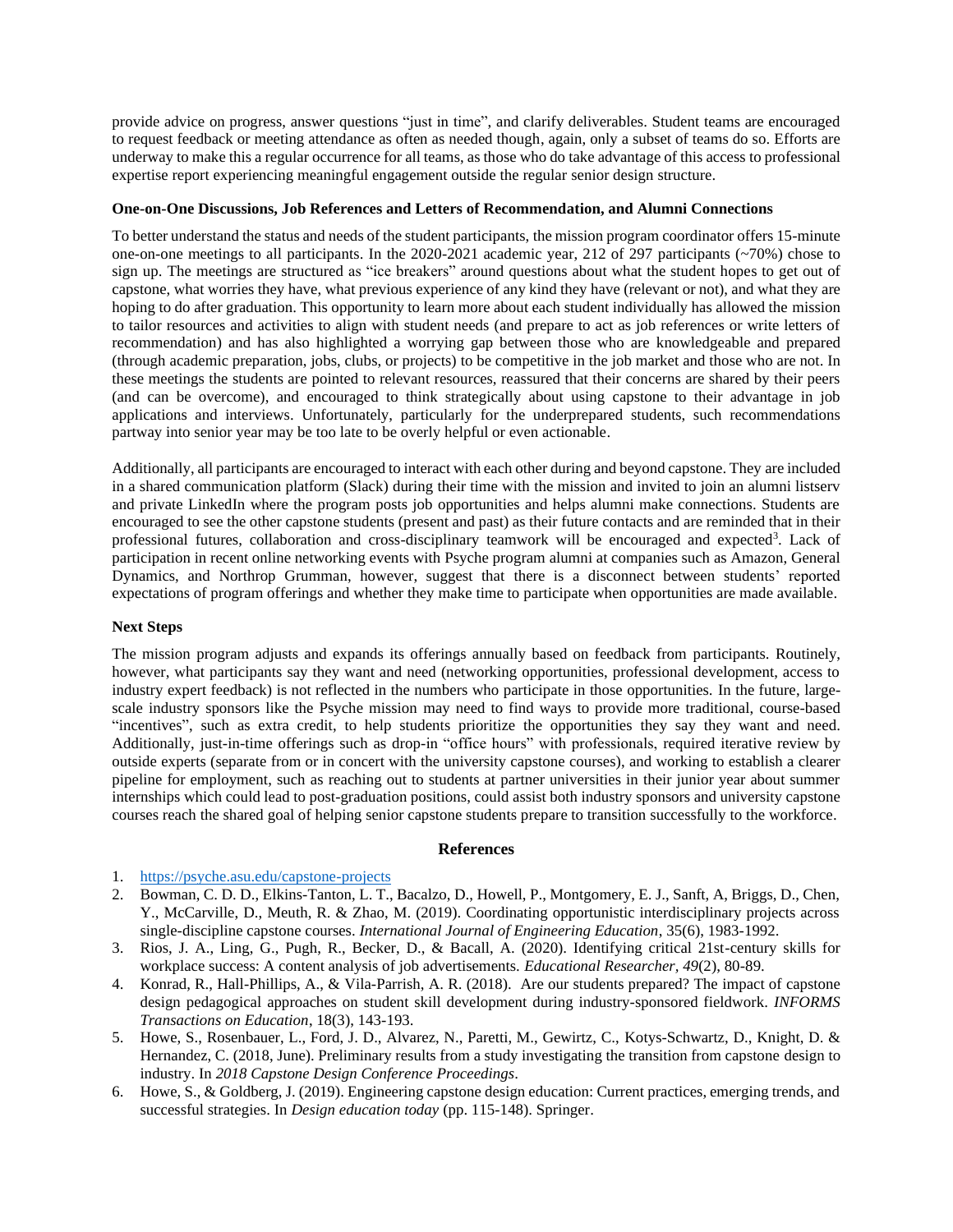provide advice on progress, answer questions "just in time", and clarify deliverables. Student teams are encouraged to request feedback or meeting attendance as often as needed though, again, only a subset of teams do so. Efforts are underway to make this a regular occurrence for all teams, as those who do take advantage of this access to professional expertise report experiencing meaningful engagement outside the regular senior design structure.

**One-on-One Discussions, Job References and Letters of Recommendation, and Alumni Connections**

To better understand the status and needs of the student participants, the mission program coordinator offers 15-minute one-on-one meetings to all participants. In the 2020-2021 academic year, 212 of 297 participants (~70%) chose to sign up. The meetings are structured as "ice breakers" around questions about what the student hopes to get out of capstone, what worries they have, what previous experience of any kind they have (relevant or not), and what they are hoping to do after graduation. This opportunity to learn more about each student individually has allowed the mission to tailor resources and activities to align with student needs (and prepare to act as job references or write letters of recommendation) and has also highlighted a worrying gap between those who are knowledgeable and prepared (through academic preparation, jobs, clubs, or projects) to be competitive in the job market and those who are not. In these meetings the students are pointed to relevant resources, reassured that their concerns are shared by their peers (and can be overcome), and encouraged to think strategically about using capstone to their advantage in job applications and interviews. Unfortunately, particularly for the underprepared students, such recommendations partway into senior year may be too late to be overly helpful or even actionable.

Additionally, all participants are encouraged to interact with each other during and beyond capstone. They are included in a shared communication platform (Slack) during their time with the mission and invited to join an alumni listserv and private LinkedIn where the program posts job opportunities and helps alumni make connections. Students are encouraged to see the other capstone students (present and past) as their future contacts and are reminded that in their professional futures, collaboration and cross-disciplinary teamwork will be encouraged and expected[3]. Lack of participation in recent online networking events with Psyche program alumni at companies such as Amazon, General Dynamics, and Northrop Grumman, however, suggest that there is a disconnect between students' reported expectations of program offerings and whether they make time to participate when opportunities are made available.

**Next Steps**

The mission program adjusts and expands its offerings annually based on feedback from participants. Routinely, however, what participants say they want and need (networking opportunities, professional development, access to industry expert feedback) is not reflected in the numbers who participate in those opportunities. In the future, large-scale industry sponsors like the Psyche mission may need to find ways to provide more traditional, course-based "incentives", such as extra credit, to help students prioritize the opportunities they say they want and need. Additionally, just-in-time offerings such as drop-in "office hours" with professionals, required iterative review by outside experts (separate from or in concert with the university capstone courses), and working to establish a clearer pipeline for employment, such as reaching out to students at partner universities in their junior year about summer internships which could lead to post-graduation positions, could assist both industry sponsors and university capstone courses reach the shared goal of helping senior capstone students prepare to transition successfully to the workforce.

## References

1. https://psyche.asu.edu/capstone-projects
2. Bowman, C. D. D., Elkins-Tanton, L. T., Bacalzo, D., Howell, P., Montgomery, E. J., Sanft, A, Briggs, D., Chen, Y., McCarville, D., Meuth, R. & Zhao, M. (2019). Coordinating opportunistic interdisciplinary projects across single-discipline capstone courses. *International Journal of Engineering Education*, 35(6), 1983-1992.
3. Rios, J. A., Ling, G., Pugh, R., Becker, D., & Bacall, A. (2020). Identifying critical 21st-century skills for workplace success: A content analysis of job advertisements. *Educational Researcher, 49*(2), 80-89.
4. Konrad, R., Hall-Phillips, A., & Vila-Parrish, A. R. (2018). Are our students prepared? The impact of capstone design pedagogical approaches on student skill development during industry-sponsored fieldwork. *INFORMS Transactions on Education*, 18(3), 143-193.
5. Howe, S., Rosenbauer, L., Ford, J. D., Alvarez, N., Paretti, M., Gewirtz, C., Kotys-Schwartz, D., Knight, D. & Hernandez, C. (2018, June). Preliminary results from a study investigating the transition from capstone design to industry. In *2018 Capstone Design Conference Proceedings*.
6. Howe, S., & Goldberg, J. (2019). Engineering capstone design education: Current practices, emerging trends, and successful strategies. In *Design education today* (pp. 115-148). Springer.